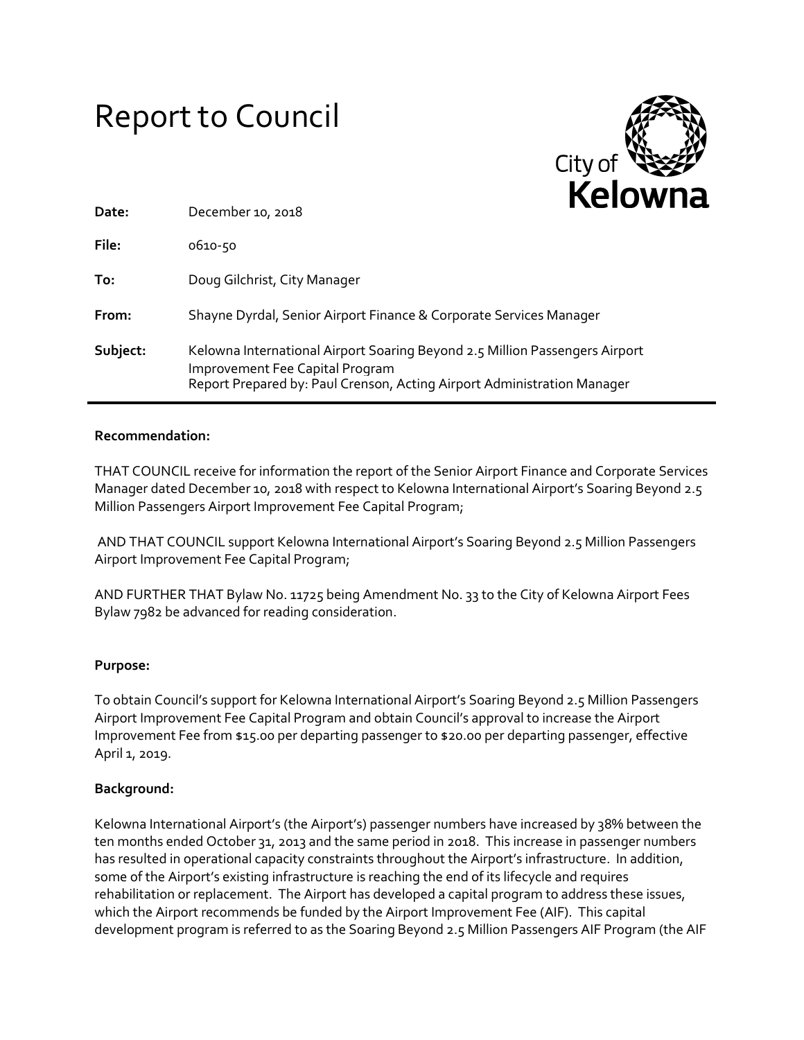# Report to Council

City of Kelowna

| | |
|---|---|
| **Date:** | December 10, 2018 |
| **File:** | 0610-50 |
| **To:** | Doug Gilchrist, City Manager |
| **From:** | Shayne Dyrdal, Senior Airport Finance & Corporate Services Manager |
| **Subject:** | Kelowna International Airport Soaring Beyond 2.5 Million Passengers Airport Improvement Fee Capital Program<br>Report Prepared by: Paul Crenson, Acting Airport Administration Manager |

**Recommendation:**

THAT COUNCIL receive for information the report of the Senior Airport Finance and Corporate Services Manager dated December 10, 2018 with respect to Kelowna International Airport's Soaring Beyond 2.5 Million Passengers Airport Improvement Fee Capital Program;

AND THAT COUNCIL support Kelowna International Airport's Soaring Beyond 2.5 Million Passengers Airport Improvement Fee Capital Program;

AND FURTHER THAT Bylaw No. 11725 being Amendment No. 33 to the City of Kelowna Airport Fees Bylaw 7982 be advanced for reading consideration.

**Purpose:**

To obtain Council's support for Kelowna International Airport's Soaring Beyond 2.5 Million Passengers Airport Improvement Fee Capital Program and obtain Council's approval to increase the Airport Improvement Fee from $15.00 per departing passenger to $20.00 per departing passenger, effective April 1, 2019.

**Background:**

Kelowna International Airport's (the Airport's) passenger numbers have increased by 38% between the ten months ended October 31, 2013 and the same period in 2018. This increase in passenger numbers has resulted in operational capacity constraints throughout the Airport's infrastructure. In addition, some of the Airport's existing infrastructure is reaching the end of its lifecycle and requires rehabilitation or replacement. The Airport has developed a capital program to address these issues, which the Airport recommends be funded by the Airport Improvement Fee (AIF). This capital development program is referred to as the Soaring Beyond 2.5 Million Passengers AIF Program (the AIF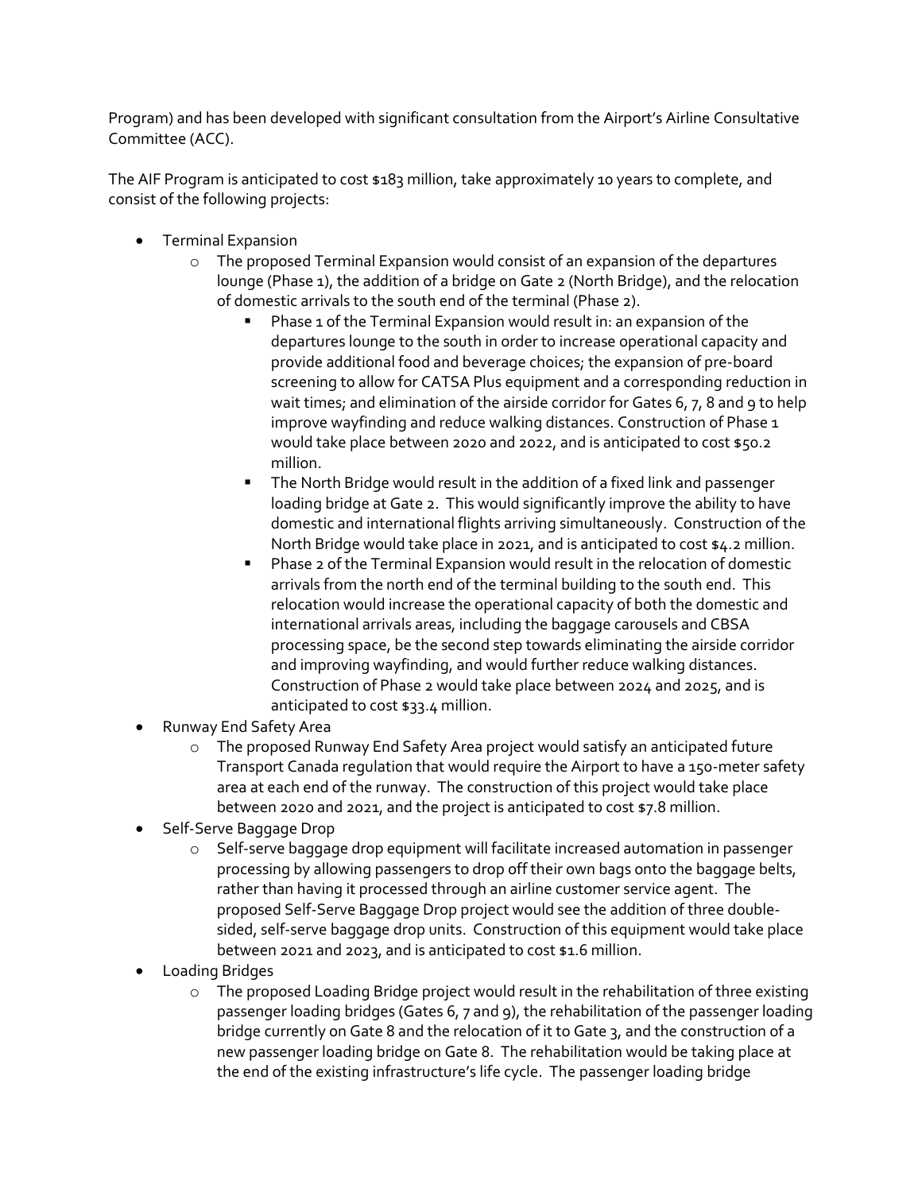Program) and has been developed with significant consultation from the Airport's Airline Consultative Committee (ACC).

The AIF Program is anticipated to cost $183 million, take approximately 10 years to complete, and consist of the following projects:

- Terminal Expansion
  - The proposed Terminal Expansion would consist of an expansion of the departures lounge (Phase 1), the addition of a bridge on Gate 2 (North Bridge), and the relocation of domestic arrivals to the south end of the terminal (Phase 2).
    - Phase 1 of the Terminal Expansion would result in: an expansion of the departures lounge to the south in order to increase operational capacity and provide additional food and beverage choices; the expansion of pre-board screening to allow for CATSA Plus equipment and a corresponding reduction in wait times; and elimination of the airside corridor for Gates 6, 7, 8 and 9 to help improve wayfinding and reduce walking distances. Construction of Phase 1 would take place between 2020 and 2022, and is anticipated to cost $50.2 million.
    - The North Bridge would result in the addition of a fixed link and passenger loading bridge at Gate 2. This would significantly improve the ability to have domestic and international flights arriving simultaneously. Construction of the North Bridge would take place in 2021, and is anticipated to cost $4.2 million.
    - Phase 2 of the Terminal Expansion would result in the relocation of domestic arrivals from the north end of the terminal building to the south end. This relocation would increase the operational capacity of both the domestic and international arrivals areas, including the baggage carousels and CBSA processing space, be the second step towards eliminating the airside corridor and improving wayfinding, and would further reduce walking distances. Construction of Phase 2 would take place between 2024 and 2025, and is anticipated to cost $33.4 million.
- Runway End Safety Area
  - The proposed Runway End Safety Area project would satisfy an anticipated future Transport Canada regulation that would require the Airport to have a 150-meter safety area at each end of the runway. The construction of this project would take place between 2020 and 2021, and the project is anticipated to cost $7.8 million.
- Self-Serve Baggage Drop
  - Self-serve baggage drop equipment will facilitate increased automation in passenger processing by allowing passengers to drop off their own bags onto the baggage belts, rather than having it processed through an airline customer service agent. The proposed Self-Serve Baggage Drop project would see the addition of three double-sided, self-serve baggage drop units. Construction of this equipment would take place between 2021 and 2023, and is anticipated to cost $1.6 million.
- Loading Bridges
  - The proposed Loading Bridge project would result in the rehabilitation of three existing passenger loading bridges (Gates 6, 7 and 9), the rehabilitation of the passenger loading bridge currently on Gate 8 and the relocation of it to Gate 3, and the construction of a new passenger loading bridge on Gate 8. The rehabilitation would be taking place at the end of the existing infrastructure's life cycle. The passenger loading bridge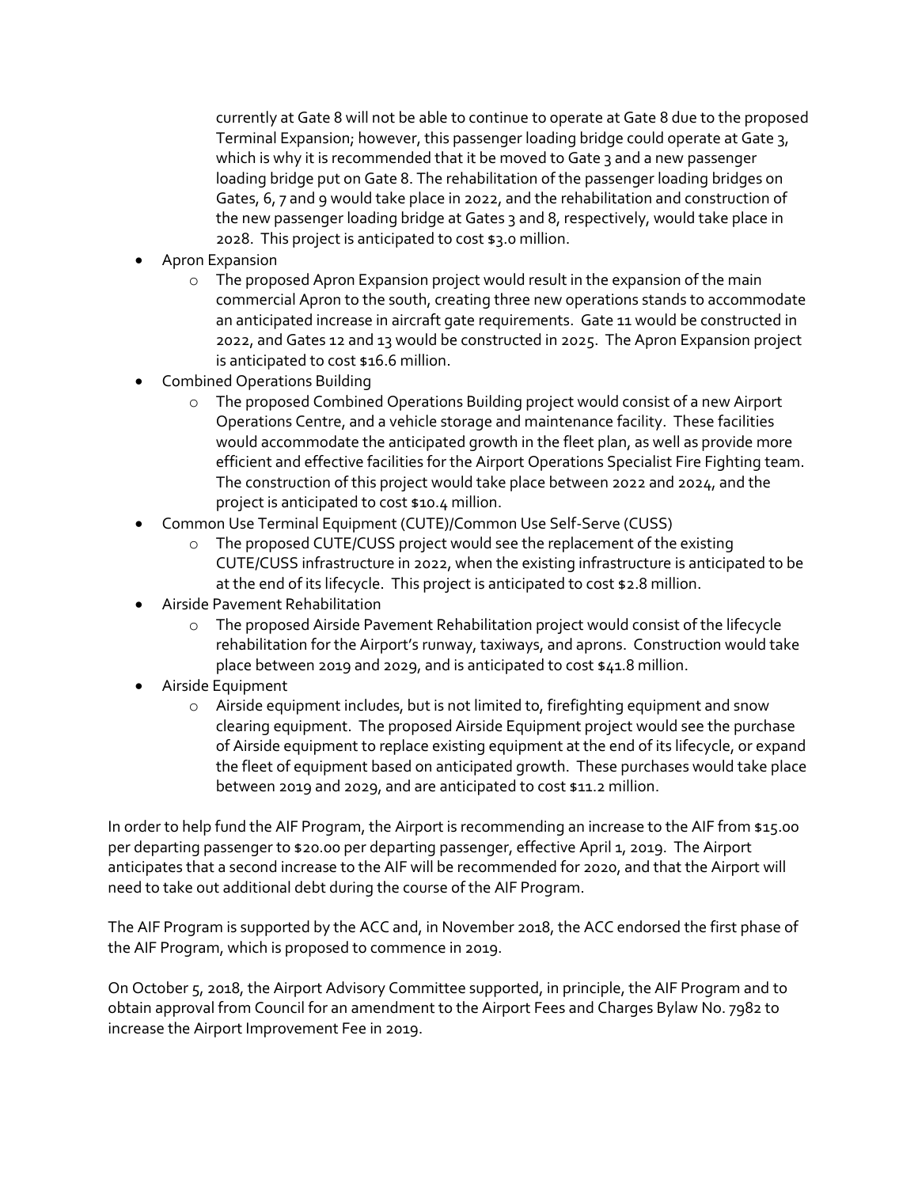currently at Gate 8 will not be able to continue to operate at Gate 8 due to the proposed Terminal Expansion; however, this passenger loading bridge could operate at Gate 3, which is why it is recommended that it be moved to Gate 3 and a new passenger loading bridge put on Gate 8. The rehabilitation of the passenger loading bridges on Gates, 6, 7 and 9 would take place in 2022, and the rehabilitation and construction of the new passenger loading bridge at Gates 3 and 8, respectively, would take place in 2028. This project is anticipated to cost $3.0 million.

- Apron Expansion
    - The proposed Apron Expansion project would result in the expansion of the main commercial Apron to the south, creating three new operations stands to accommodate an anticipated increase in aircraft gate requirements. Gate 11 would be constructed in 2022, and Gates 12 and 13 would be constructed in 2025. The Apron Expansion project is anticipated to cost $16.6 million.
- Combined Operations Building
    - The proposed Combined Operations Building project would consist of a new Airport Operations Centre, and a vehicle storage and maintenance facility. These facilities would accommodate the anticipated growth in the fleet plan, as well as provide more efficient and effective facilities for the Airport Operations Specialist Fire Fighting team. The construction of this project would take place between 2022 and 2024, and the project is anticipated to cost $10.4 million.
- Common Use Terminal Equipment (CUTE)/Common Use Self-Serve (CUSS)
    - The proposed CUTE/CUSS project would see the replacement of the existing CUTE/CUSS infrastructure in 2022, when the existing infrastructure is anticipated to be at the end of its lifecycle. This project is anticipated to cost $2.8 million.
- Airside Pavement Rehabilitation
    - The proposed Airside Pavement Rehabilitation project would consist of the lifecycle rehabilitation for the Airport's runway, taxiways, and aprons. Construction would take place between 2019 and 2029, and is anticipated to cost $41.8 million.
- Airside Equipment
    - Airside equipment includes, but is not limited to, firefighting equipment and snow clearing equipment. The proposed Airside Equipment project would see the purchase of Airside equipment to replace existing equipment at the end of its lifecycle, or expand the fleet of equipment based on anticipated growth. These purchases would take place between 2019 and 2029, and are anticipated to cost $11.2 million.

In order to help fund the AIF Program, the Airport is recommending an increase to the AIF from $15.00 per departing passenger to $20.00 per departing passenger, effective April 1, 2019. The Airport anticipates that a second increase to the AIF will be recommended for 2020, and that the Airport will need to take out additional debt during the course of the AIF Program.

The AIF Program is supported by the ACC and, in November 2018, the ACC endorsed the first phase of the AIF Program, which is proposed to commence in 2019.

On October 5, 2018, the Airport Advisory Committee supported, in principle, the AIF Program and to obtain approval from Council for an amendment to the Airport Fees and Charges Bylaw No. 7982 to increase the Airport Improvement Fee in 2019.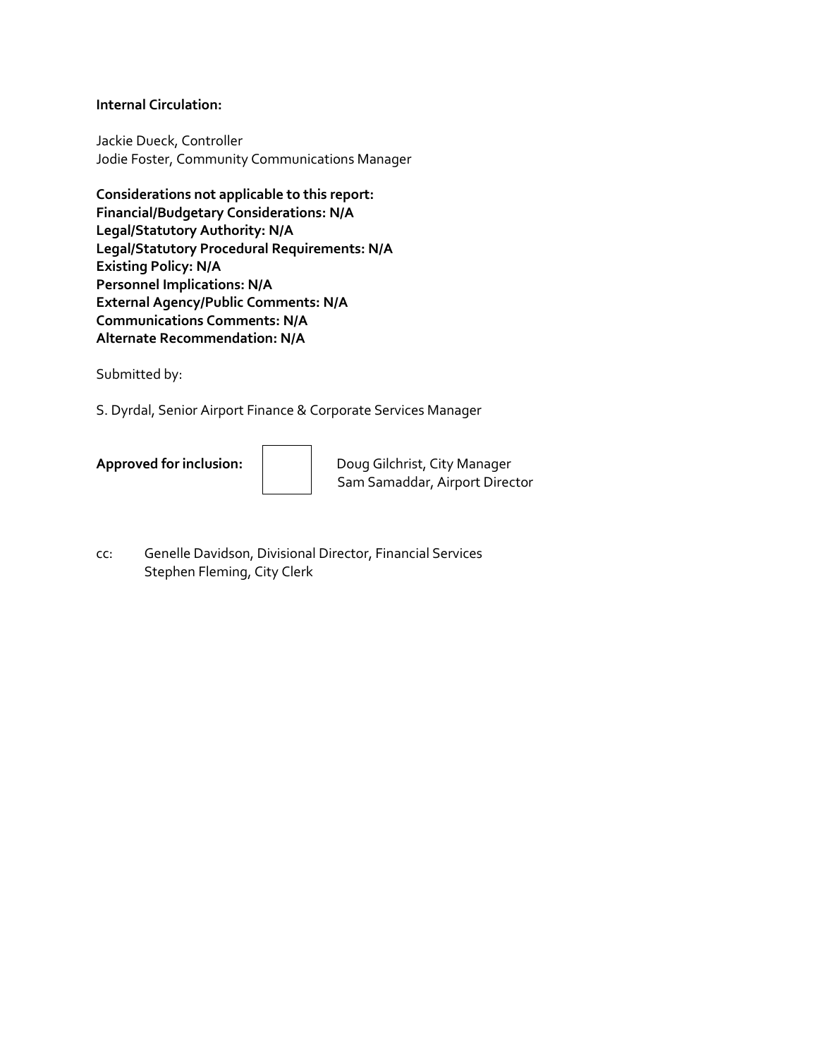**Internal Circulation:**

Jackie Dueck, Controller
Jodie Foster, Community Communications Manager

**Considerations not applicable to this report:**
**Financial/Budgetary Considerations: N/A**
**Legal/Statutory Authority: N/A**
**Legal/Statutory Procedural Requirements: N/A**
**Existing Policy: N/A**
**Personnel Implications: N/A**
**External Agency/Public Comments: N/A**
**Communications Comments: N/A**
**Alternate Recommendation: N/A**

Submitted by:

S. Dyrdal, Senior Airport Finance & Corporate Services Manager

**Approved for inclusion:** Doug Gilchrist, City Manager
Sam Samaddar, Airport Director

cc: Genelle Davidson, Divisional Director, Financial Services
Stephen Fleming, City Clerk